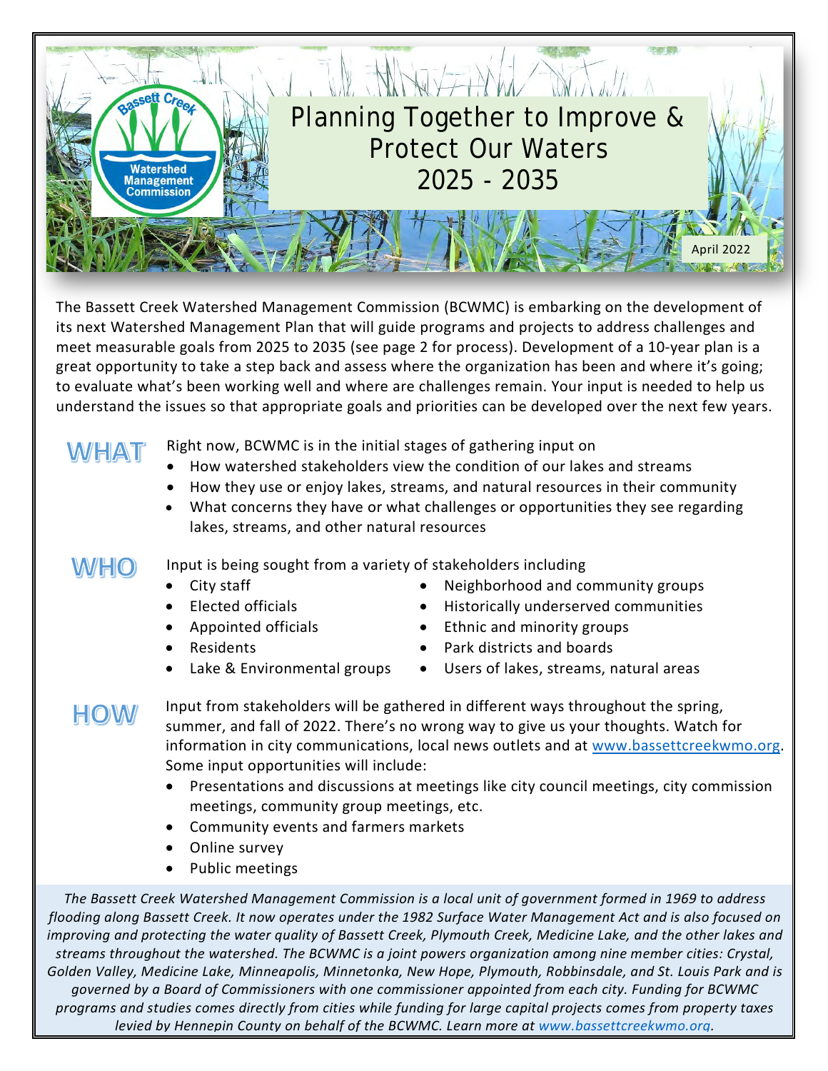# Planning Together to Improve & Protect Our Waters 2025 - 2035

April 2022

The Bassett Creek Watershed Management Commission (BCWMC) is embarking on the development of its next Watershed Management Plan that will guide programs and projects to address challenges and meet measurable goals from 2025 to 2035 (see page 2 for process). Development of a 10-year plan is a great opportunity to take a step back and assess where the organization has been and where it's going; to evaluate what's been working well and where are challenges remain. Your input is needed to help us understand the issues so that appropriate goals and priorities can be developed over the next few years.

## WHAT

Right now, BCWMC is in the initial stages of gathering input on

- How watershed stakeholders view the condition of our lakes and streams
- How they use or enjoy lakes, streams, and natural resources in their community
- What concerns they have or what challenges or opportunities they see regarding lakes, streams, and other natural resources

## WHO

Input is being sought from a variety of stakeholders including

- City staff
- Elected officials
- Appointed officials
- Residents
- Lake & Environmental groups
- Neighborhood and community groups
- Historically underserved communities
- Ethnic and minority groups
- Park districts and boards
- Users of lakes, streams, natural areas

## HOW

Input from stakeholders will be gathered in different ways throughout the spring, summer, and fall of 2022. There's no wrong way to give us your thoughts. Watch for information in city communications, local news outlets and at www.bassettcreekwmo.org. Some input opportunities will include:

- Presentations and discussions at meetings like city council meetings, city commission meetings, community group meetings, etc.
- Community events and farmers markets
- Online survey
- Public meetings

*The Bassett Creek Watershed Management Commission is a local unit of government formed in 1969 to address flooding along Bassett Creek. It now operates under the 1982 Surface Water Management Act and is also focused on improving and protecting the water quality of Bassett Creek, Plymouth Creek, Medicine Lake, and the other lakes and streams throughout the watershed. The BCWMC is a joint powers organization among nine member cities: Crystal, Golden Valley, Medicine Lake, Minneapolis, Minnetonka, New Hope, Plymouth, Robbinsdale, and St. Louis Park and is governed by a Board of Commissioners with one commissioner appointed from each city. Funding for BCWMC programs and studies comes directly from cities while funding for large capital projects comes from property taxes levied by Hennepin County on behalf of the BCWMC. Learn more at www.bassettcreekwmo.org.*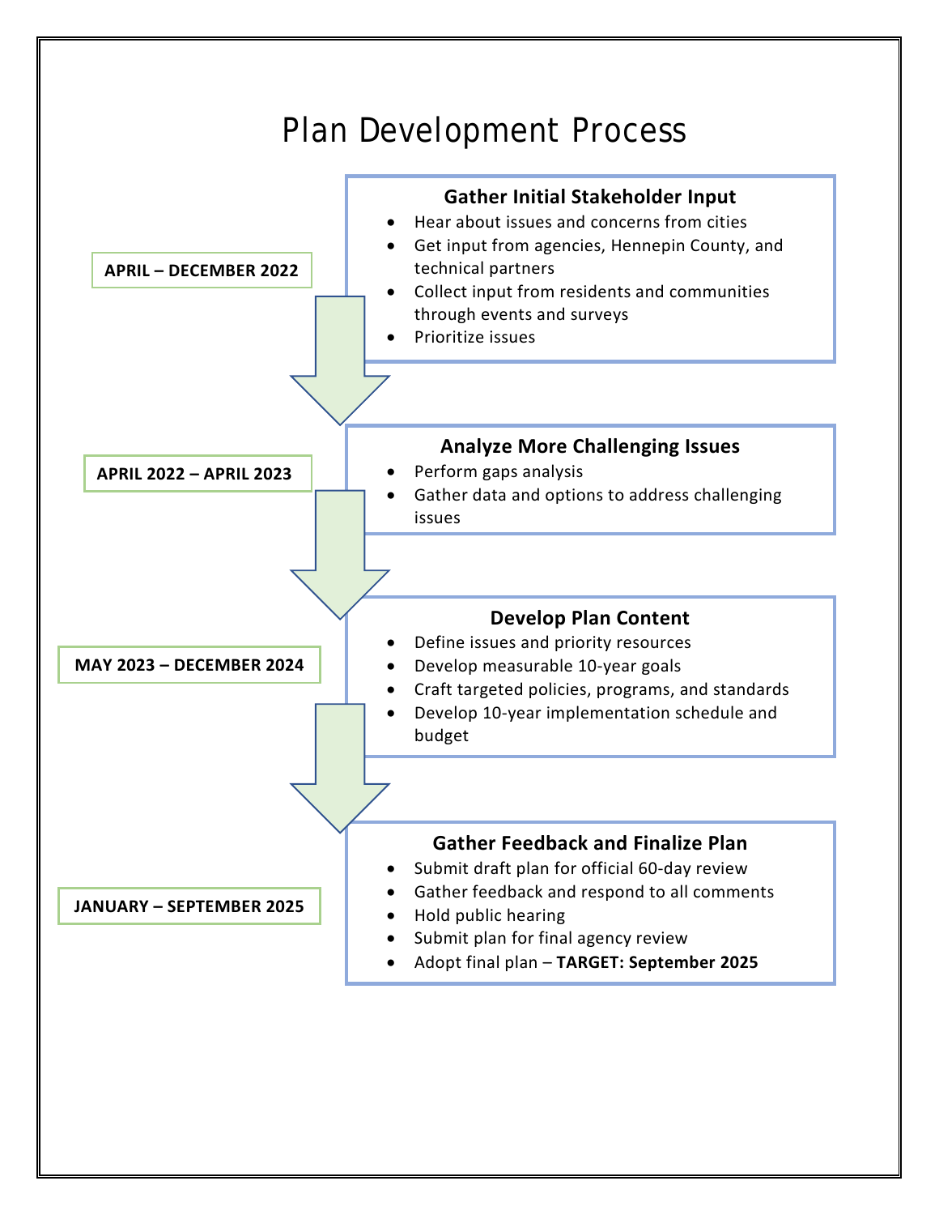# Plan Development Process

**APRIL – DECEMBER 2022**

### Gather Initial Stakeholder Input

- Hear about issues and concerns from cities
- Get input from agencies, Hennepin County, and technical partners
- Collect input from residents and communities through events and surveys
- Prioritize issues

**APRIL 2022 – APRIL 2023**

### Analyze More Challenging Issues

- Perform gaps analysis
- Gather data and options to address challenging issues

**MAY 2023 – DECEMBER 2024**

### Develop Plan Content

- Define issues and priority resources
- Develop measurable 10-year goals
- Craft targeted policies, programs, and standards
- Develop 10-year implementation schedule and budget

**JANUARY – SEPTEMBER 2025**

### Gather Feedback and Finalize Plan

- Submit draft plan for official 60-day review
- Gather feedback and respond to all comments
- Hold public hearing
- Submit plan for final agency review
- Adopt final plan – **TARGET: September 2025**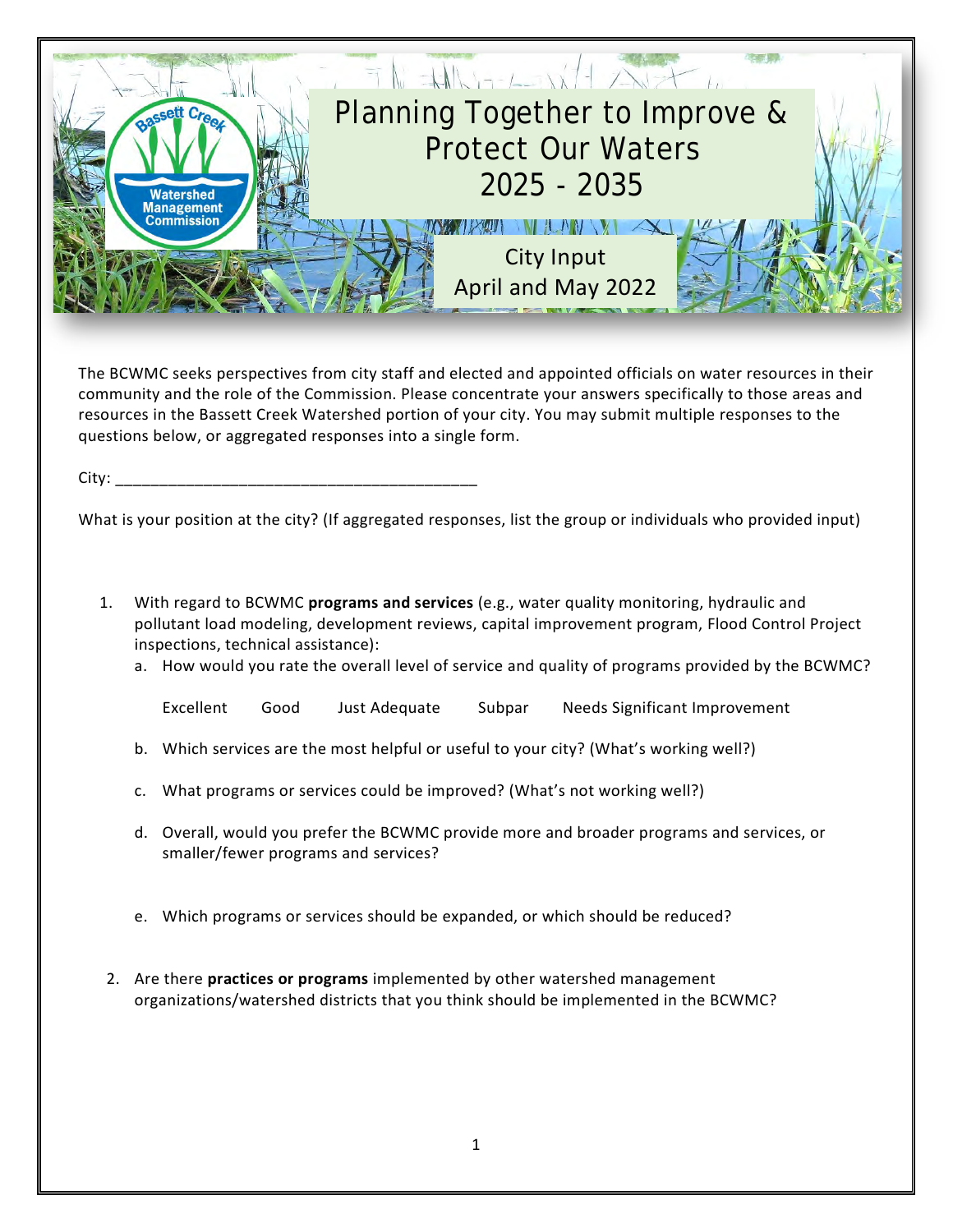# Planning Together to Improve & Protect Our Waters 2025 - 2035

## City Input April and May 2022

The BCWMC seeks perspectives from city staff and elected and appointed officials on water resources in their community and the role of the Commission. Please concentrate your answers specifically to those areas and resources in the Bassett Creek Watershed portion of your city. You may submit multiple responses to the questions below, or aggregated responses into a single form.

City: ___________________________________________

What is your position at the city? (If aggregated responses, list the group or individuals who provided input)

1. With regard to BCWMC **programs and services** (e.g., water quality monitoring, hydraulic and pollutant load modeling, development reviews, capital improvement program, Flood Control Project inspections, technical assistance):
   a. How would you rate the overall level of service and quality of programs provided by the BCWMC?

      Excellent  Good  Just Adequate  Subpar  Needs Significant Improvement

   b. Which services are the most helpful or useful to your city? (What's working well?)
   c. What programs or services could be improved? (What's not working well?)
   d. Overall, would you prefer the BCWMC provide more and broader programs and services, or smaller/fewer programs and services?
   e. Which programs or services should be expanded, or which should be reduced?

2. Are there **practices or programs** implemented by other watershed management organizations/watershed districts that you think should be implemented in the BCWMC?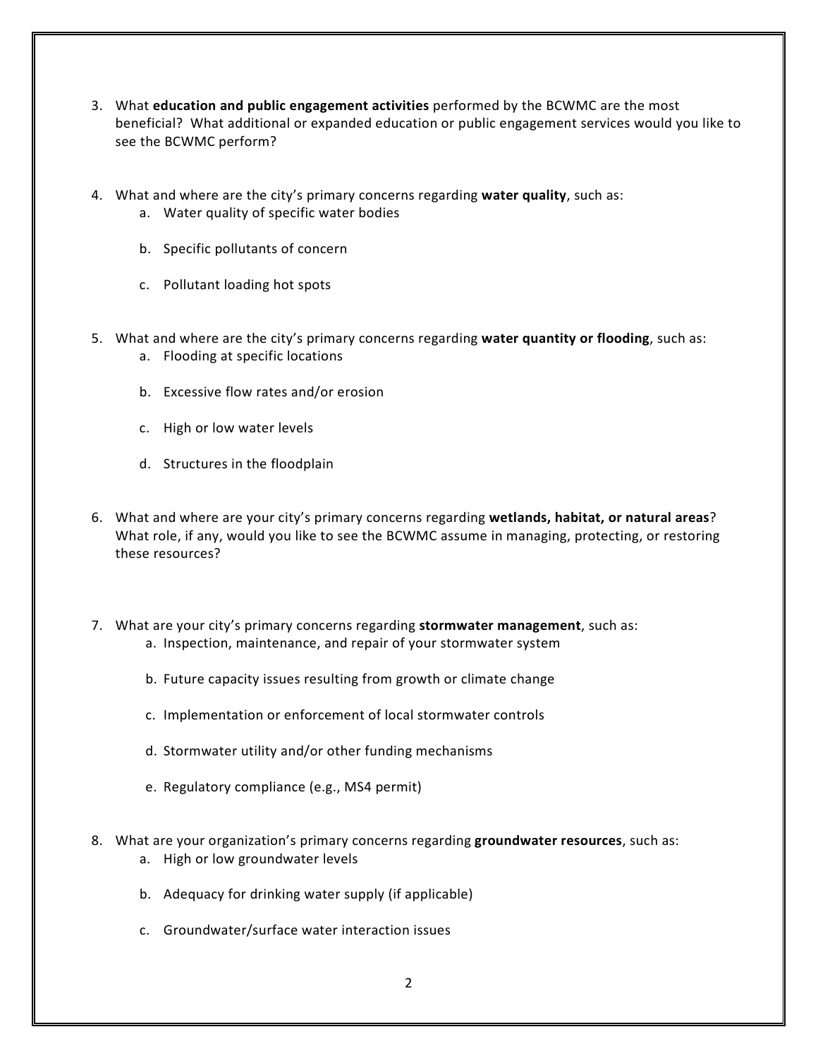3. What **education and public engagement activities** performed by the BCWMC are the most beneficial? What additional or expanded education or public engagement services would you like to see the BCWMC perform?

4. What and where are the city's primary concerns regarding **water quality**, such as:
   a. Water quality of specific water bodies

   b. Specific pollutants of concern

   c. Pollutant loading hot spots

5. What and where are the city's primary concerns regarding **water quantity or flooding**, such as:
   a. Flooding at specific locations

   b. Excessive flow rates and/or erosion

   c. High or low water levels

   d. Structures in the floodplain

6. What and where are your city's primary concerns regarding **wetlands, habitat, or natural areas**? What role, if any, would you like to see the BCWMC assume in managing, protecting, or restoring these resources?

7. What are your city's primary concerns regarding **stormwater management**, such as:
   a. Inspection, maintenance, and repair of your stormwater system

   b. Future capacity issues resulting from growth or climate change

   c. Implementation or enforcement of local stormwater controls

   d. Stormwater utility and/or other funding mechanisms

   e. Regulatory compliance (e.g., MS4 permit)

8. What are your organization's primary concerns regarding **groundwater resources**, such as:
   a. High or low groundwater levels

   b. Adequacy for drinking water supply (if applicable)

   c. Groundwater/surface water interaction issues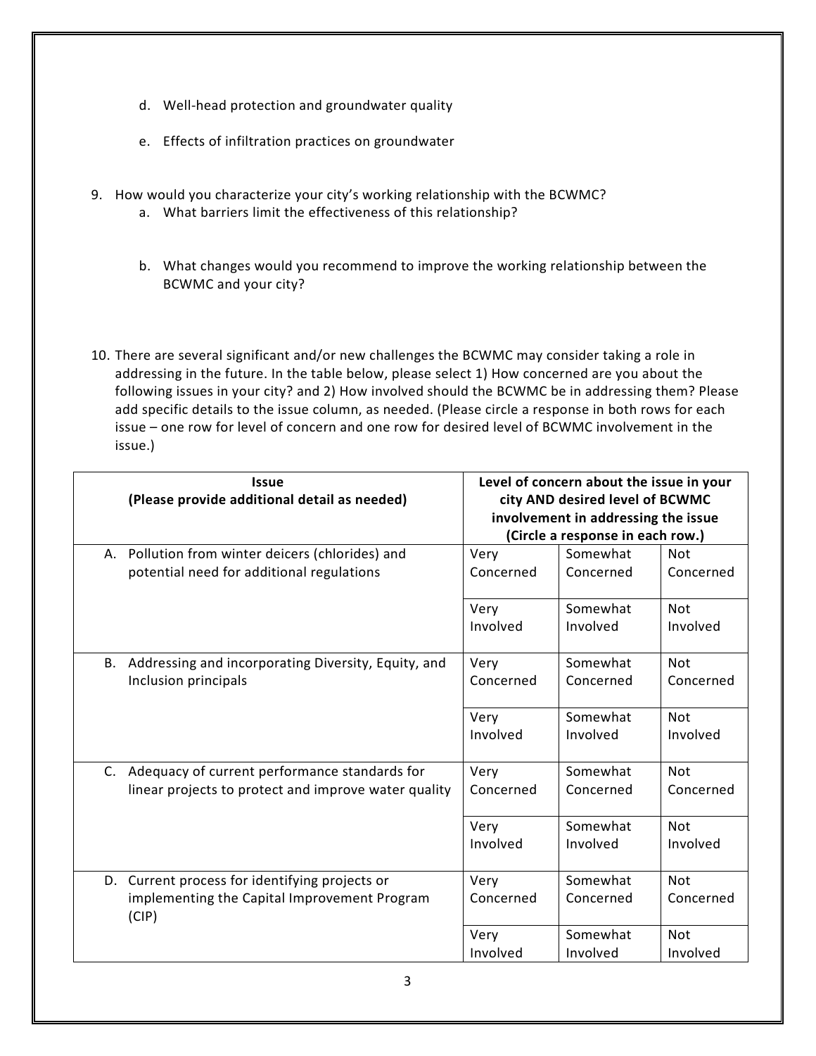d. Well-head protection and groundwater quality

   e. Effects of infiltration practices on groundwater

9. How would you characterize your city's working relationship with the BCWMC?
   a. What barriers limit the effectiveness of this relationship?

   b. What changes would you recommend to improve the working relationship between the BCWMC and your city?

10. There are several significant and/or new challenges the BCWMC may consider taking a role in addressing in the future. In the table below, please select 1) How concerned are you about the following issues in your city? and 2) How involved should the BCWMC be in addressing them? Please add specific details to the issue column, as needed. (Please circle a response in both rows for each issue – one row for level of concern and one row for desired level of BCWMC involvement in the issue.)

| **Issue (Please provide additional detail as needed)** | **Level of concern about the issue in your city AND desired level of BCWMC involvement in addressing the issue (Circle a response in each row.)** | | |
|---|---|---|---|
| A. Pollution from winter deicers (chlorides) and potential need for additional regulations | Very Concerned | Somewhat Concerned | Not Concerned |
| | Very Involved | Somewhat Involved | Not Involved |
| B. Addressing and incorporating Diversity, Equity, and Inclusion principals | Very Concerned | Somewhat Concerned | Not Concerned |
| | Very Involved | Somewhat Involved | Not Involved |
| C. Adequacy of current performance standards for linear projects to protect and improve water quality | Very Concerned | Somewhat Concerned | Not Concerned |
| | Very Involved | Somewhat Involved | Not Involved |
| D. Current process for identifying projects or implementing the Capital Improvement Program (CIP) | Very Concerned | Somewhat Concerned | Not Concerned |
| | Very Involved | Somewhat Involved | Not Involved |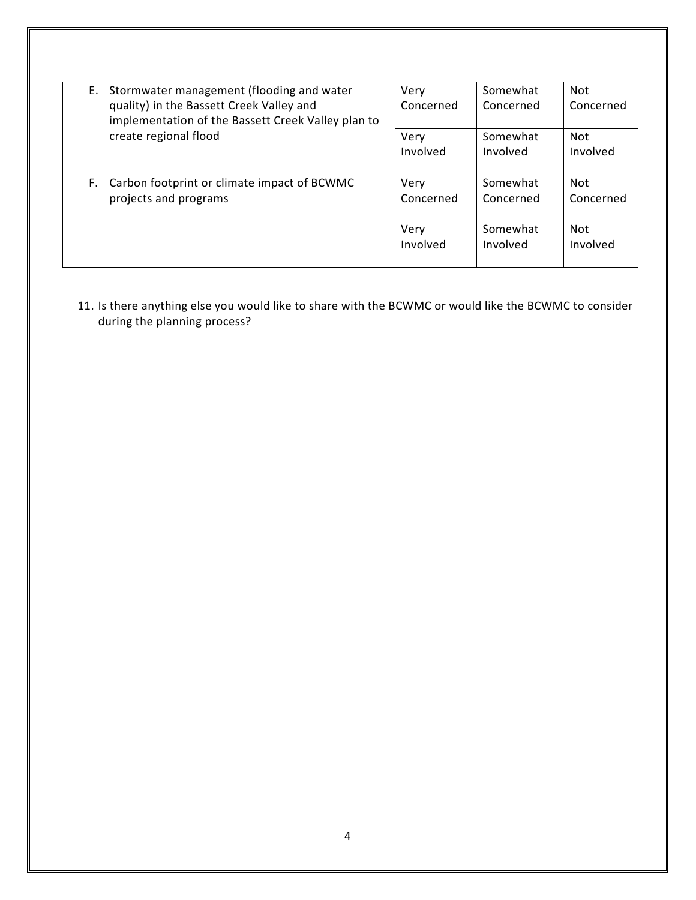| | | | |
|---|---|---|---|
| E. Stormwater management (flooding and water quality) in the Bassett Creek Valley and implementation of the Bassett Creek Valley plan to create regional flood | Very Concerned | Somewhat Concerned | Not Concerned |
| | Very Involved | Somewhat Involved | Not Involved |
| F. Carbon footprint or climate impact of BCWMC projects and programs | Very Concerned | Somewhat Concerned | Not Concerned |
| | Very Involved | Somewhat Involved | Not Involved |

11. Is there anything else you would like to share with the BCWMC or would like the BCWMC to consider during the planning process?